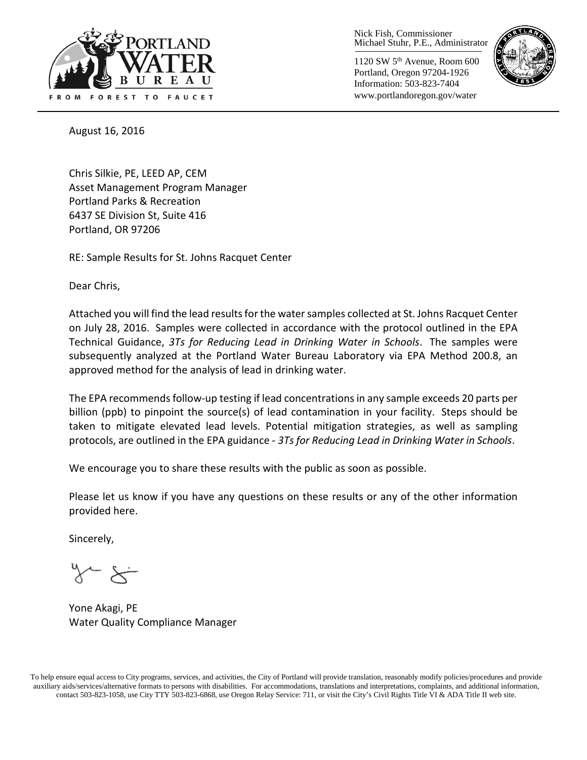Nick Fish, Commissioner
Michael Stuhr, P.E., Administrator

1120 SW 5th Avenue, Room 600
Portland, Oregon 97204-1926
Information: 503-823-7404
www.portlandoregon.gov/water

August 16, 2016

Chris Silkie, PE, LEED AP, CEM
Asset Management Program Manager
Portland Parks & Recreation
6437 SE Division St, Suite 416
Portland, OR 97206

RE: Sample Results for St. Johns Racquet Center

Dear Chris,

Attached you will find the lead results for the water samples collected at St. Johns Racquet Center on July 28, 2016. Samples were collected in accordance with the protocol outlined in the EPA Technical Guidance, *3Ts for Reducing Lead in Drinking Water in Schools*. The samples were subsequently analyzed at the Portland Water Bureau Laboratory via EPA Method 200.8, an approved method for the analysis of lead in drinking water.

The EPA recommends follow-up testing if lead concentrations in any sample exceeds 20 parts per billion (ppb) to pinpoint the source(s) of lead contamination in your facility. Steps should be taken to mitigate elevated lead levels. Potential mitigation strategies, as well as sampling protocols, are outlined in the EPA guidance - *3Ts for Reducing Lead in Drinking Water in Schools*.

We encourage you to share these results with the public as soon as possible.

Please let us know if you have any questions on these results or any of the other information provided here.

Sincerely,

Yone Akagi, PE
Water Quality Compliance Manager

To help ensure equal access to City programs, services, and activities, the City of Portland will provide translation, reasonably modify policies/procedures and provide auxiliary aids/services/alternative formats to persons with disabilities. For accommodations, translations and interpretations, complaints, and additional information, contact 503-823-1058, use City TTY 503-823-6868, use Oregon Relay Service: 711, or visit the City's Civil Rights Title VI & ADA Title II web site.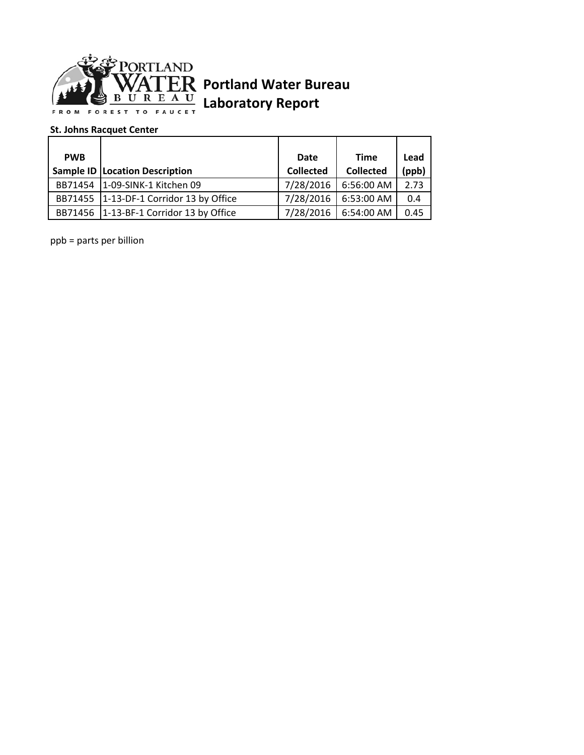PORTLAND WATER BUREAU

FROM FOREST TO FAUCET

# Portland Water Bureau Laboratory Report

**St. Johns Racquet Center**

| PWB Sample ID | Location Description | Date Collected | Time Collected | Lead (ppb) |
|---|---|---|---|---|
| BB71454 | 1-09-SINK-1 Kitchen 09 | 7/28/2016 | 6:56:00 AM | 2.73 |
| BB71455 | 1-13-DF-1 Corridor 13 by Office | 7/28/2016 | 6:53:00 AM | 0.4 |
| BB71456 | 1-13-BF-1 Corridor 13 by Office | 7/28/2016 | 6:54:00 AM | 0.45 |

ppb = parts per billion